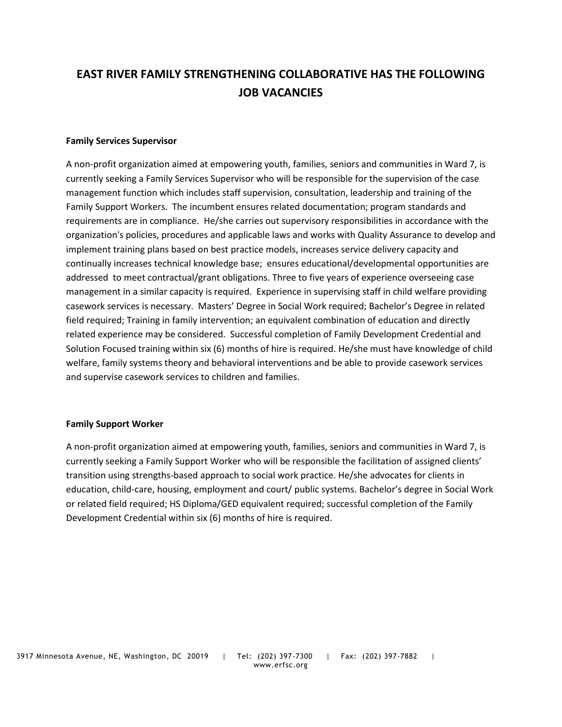# EAST RIVER FAMILY STRENGTHENING COLLABORATIVE HAS THE FOLLOWING JOB VACANCIES

**Family Services Supervisor**

A non-profit organization aimed at empowering youth, families, seniors and communities in Ward 7, is currently seeking a Family Services Supervisor who will be responsible for the supervision of the case management function which includes staff supervision, consultation, leadership and training of the Family Support Workers. The incumbent ensures related documentation; program standards and requirements are in compliance. He/she carries out supervisory responsibilities in accordance with the organization's policies, procedures and applicable laws and works with Quality Assurance to develop and implement training plans based on best practice models, increases service delivery capacity and continually increases technical knowledge base; ensures educational/developmental opportunities are addressed to meet contractual/grant obligations. Three to five years of experience overseeing case management in a similar capacity is required. Experience in supervising staff in child welfare providing casework services is necessary. Masters' Degree in Social Work required; Bachelor's Degree in related field required; Training in family intervention; an equivalent combination of education and directly related experience may be considered. Successful completion of Family Development Credential and Solution Focused training within six (6) months of hire is required. He/she must have knowledge of child welfare, family systems theory and behavioral interventions and be able to provide casework services and supervise casework services to children and families.

**Family Support Worker**

A non-profit organization aimed at empowering youth, families, seniors and communities in Ward 7, is currently seeking a Family Support Worker who will be responsible the facilitation of assigned clients' transition using strengths-based approach to social work practice. He/she advocates for clients in education, child-care, housing, employment and court/ public systems. Bachelor's degree in Social Work or related field required; HS Diploma/GED equivalent required; successful completion of the Family Development Credential within six (6) months of hire is required.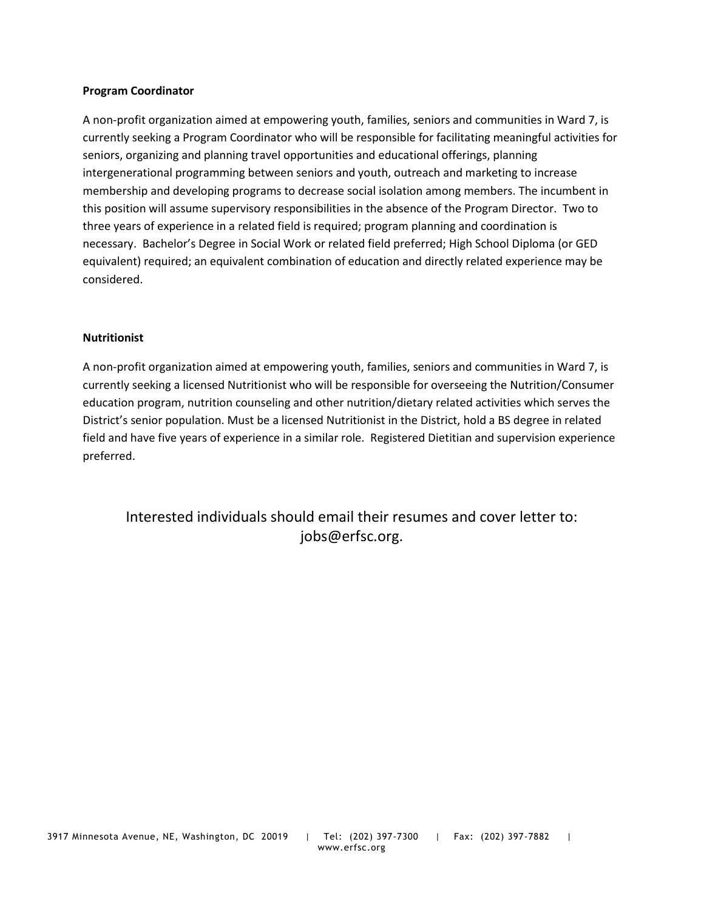**Program Coordinator**

A non-profit organization aimed at empowering youth, families, seniors and communities in Ward 7, is currently seeking a Program Coordinator who will be responsible for facilitating meaningful activities for seniors, organizing and planning travel opportunities and educational offerings, planning intergenerational programming between seniors and youth, outreach and marketing to increase membership and developing programs to decrease social isolation among members. The incumbent in this position will assume supervisory responsibilities in the absence of the Program Director. Two to three years of experience in a related field is required; program planning and coordination is necessary. Bachelor's Degree in Social Work or related field preferred; High School Diploma (or GED equivalent) required; an equivalent combination of education and directly related experience may be considered.

**Nutritionist**

A non-profit organization aimed at empowering youth, families, seniors and communities in Ward 7, is currently seeking a licensed Nutritionist who will be responsible for overseeing the Nutrition/Consumer education program, nutrition counseling and other nutrition/dietary related activities which serves the District's senior population. Must be a licensed Nutritionist in the District, hold a BS degree in related field and have five years of experience in a similar role. Registered Dietitian and supervision experience preferred.

Interested individuals should email their resumes and cover letter to: jobs@erfsc.org.

3917 Minnesota Avenue, NE, Washington, DC 20019 | Tel: (202) 397-7300 | Fax: (202) 397-7882 | www.erfsc.org